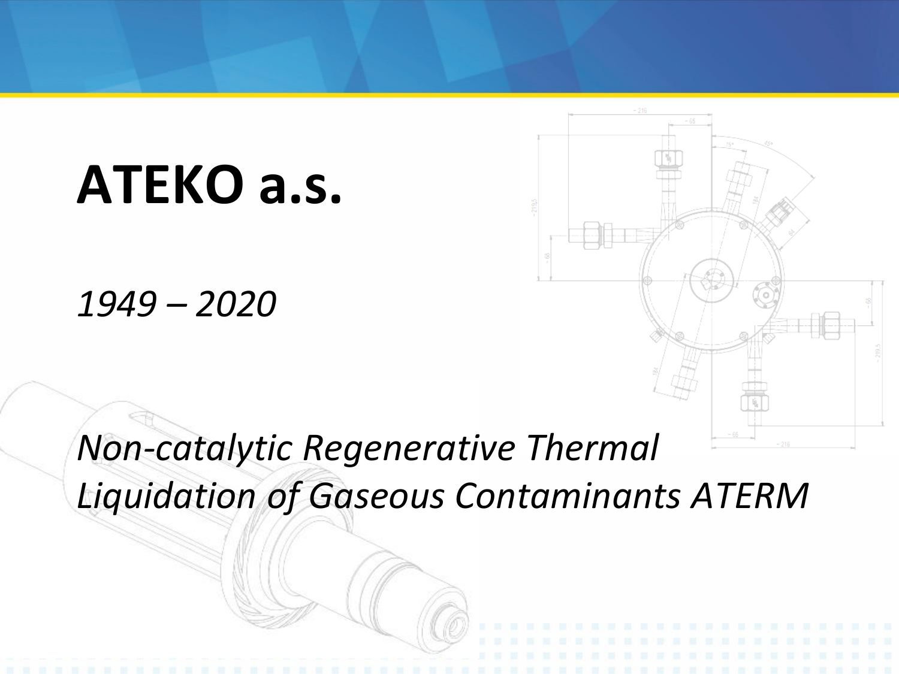# ATEKO a.s.

*1949 – 2020*

*Non-catalytic Regenerative Thermal Liquidation of Gaseous Contaminants ATERM*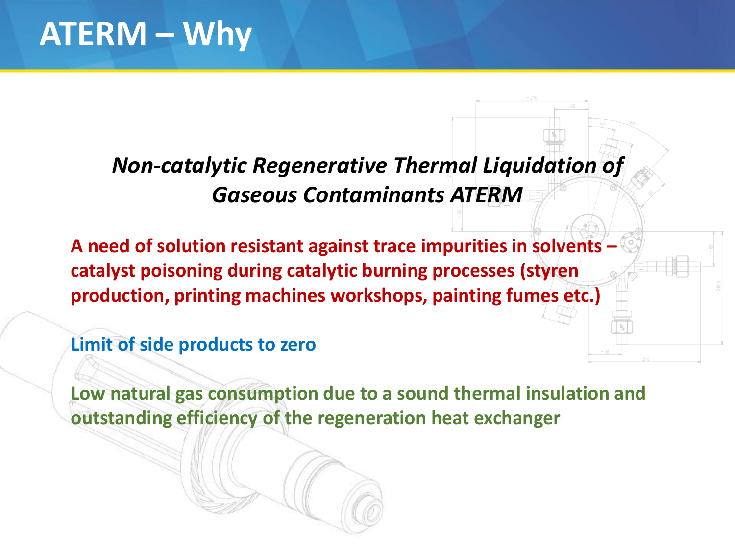# ATERM – Why

***Non-catalytic Regenerative Thermal Liquidation of Gaseous Contaminants ATERM***

**A need of solution resistant against trace impurities in solvents – catalyst poisoning during catalytic burning processes (styren production, printing machines workshops, painting fumes etc.)**

**Limit of side products to zero**

**Low natural gas consumption due to a sound thermal insulation and outstanding efficiency of the regeneration heat exchanger**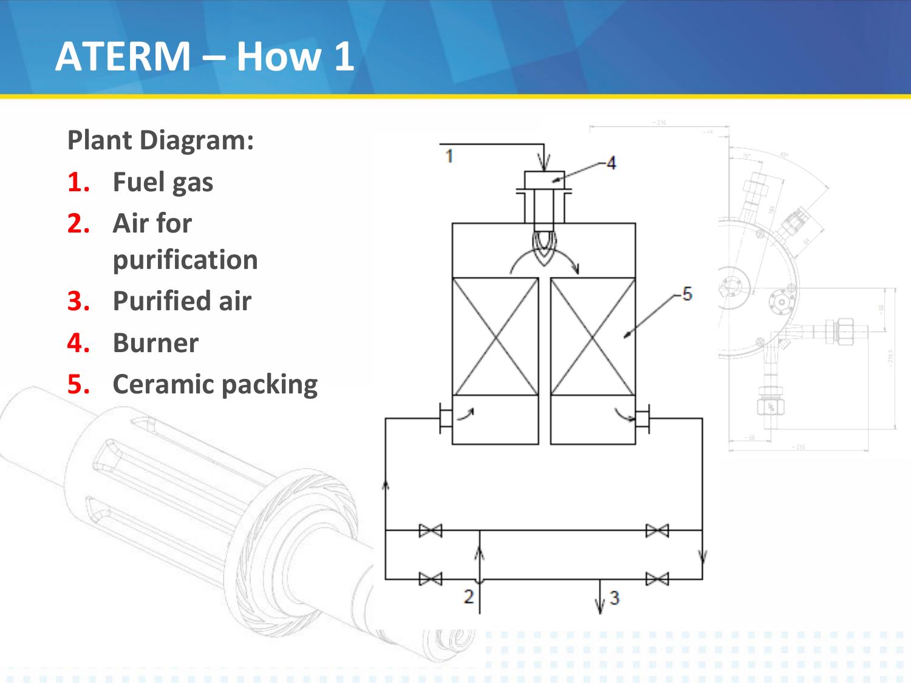# ATERM – How 1

**Plant Diagram:**

1. Fuel gas
2. Air for purification
3. Purified air
4. Burner
5. Ceramic packing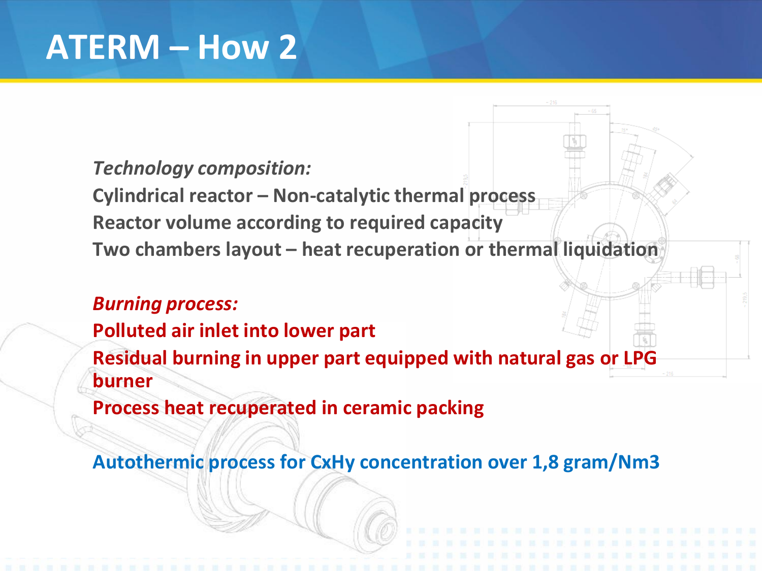# ATERM – How 2

*Technology composition:*

**Cylindrical reactor – Non-catalytic thermal process**
**Reactor volume according to required capacity**
**Two chambers layout – heat recuperation or thermal liquidation**

***Burning process:***

**Polluted air inlet into lower part**
**Residual burning in upper part equipped with natural gas or LPG burner**
**Process heat recuperated in ceramic packing**

**Autothermic process for CxHy concentration over 1,8 gram/Nm3**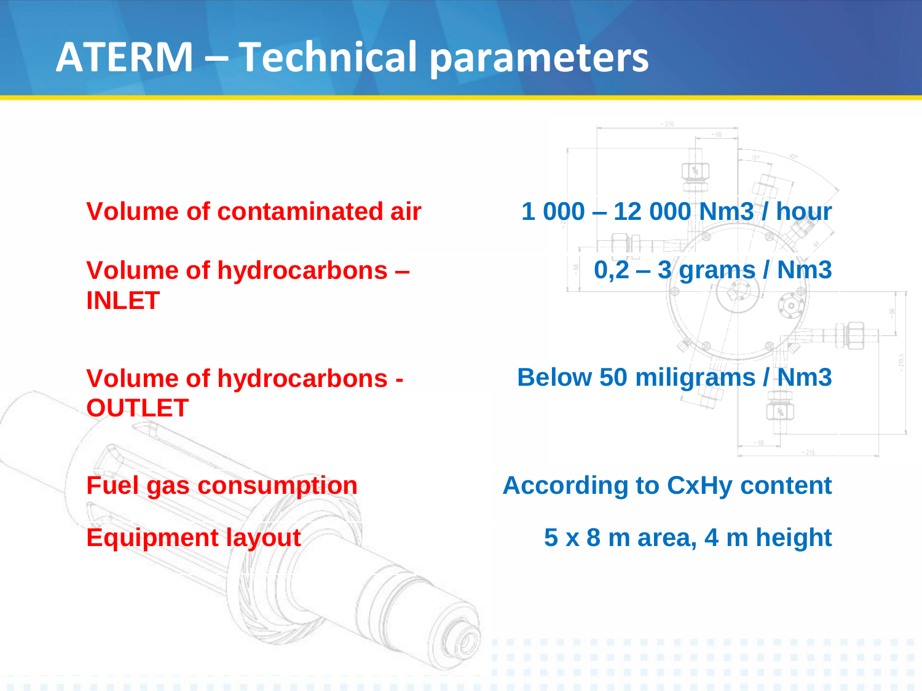# ATERM – Technical parameters

| Parameter | Value |
| --- | --- |
| Volume of contaminated air | 1 000 – 12 000 Nm3 / hour |
| Volume of hydrocarbons – INLET | 0,2 – 3 grams / Nm3 |
| Volume of hydrocarbons - OUTLET | Below 50 miligrams / Nm3 |
| Fuel gas consumption | According to CxHy content |
| Equipment layout | 5 x 8 m area, 4 m height |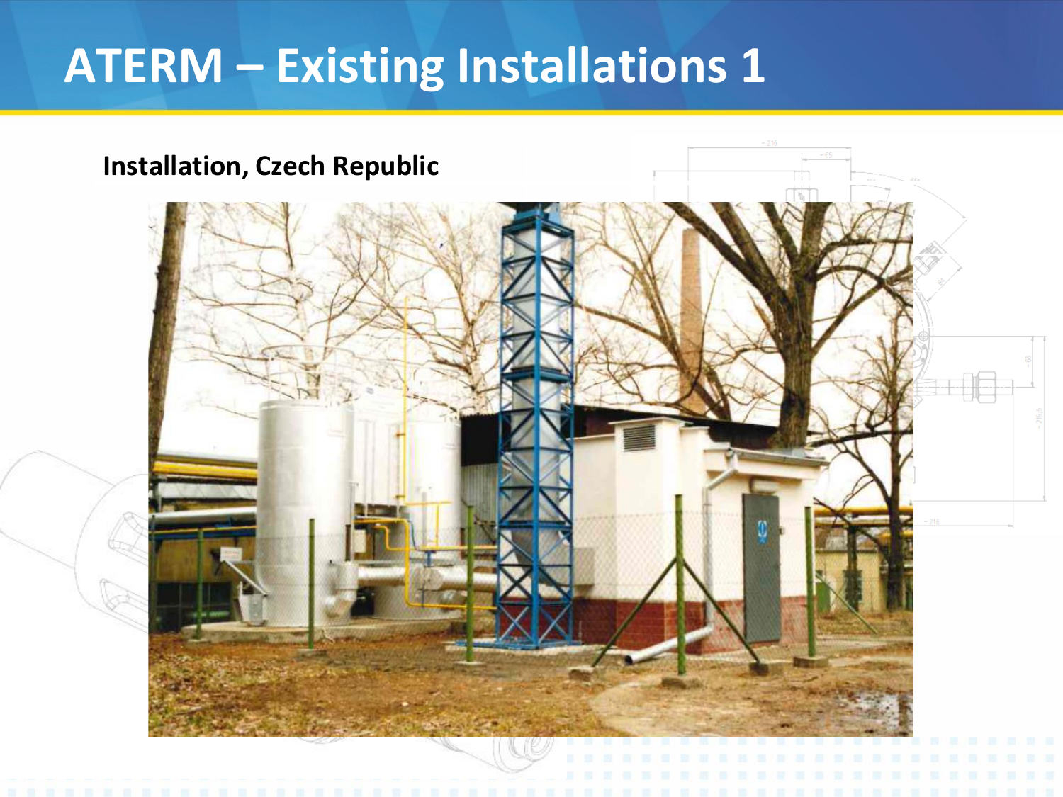# ATERM – Existing Installations 1

**Installation, Czech Republic**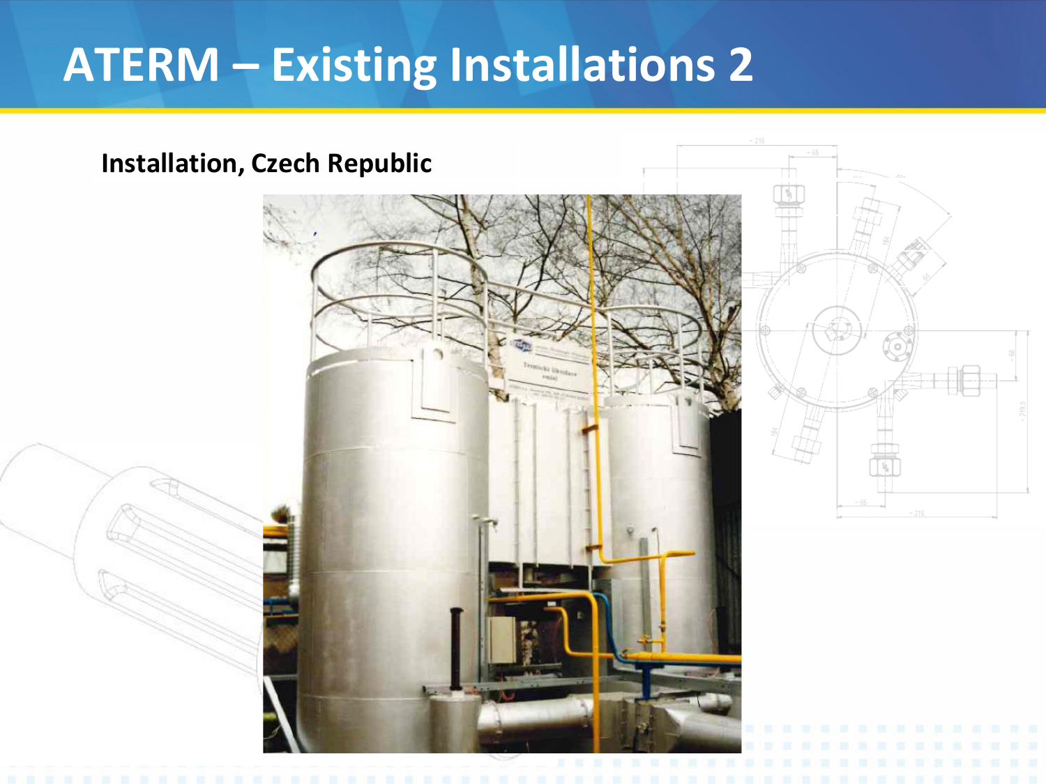# ATERM – Existing Installations 2

**Installation, Czech Republic**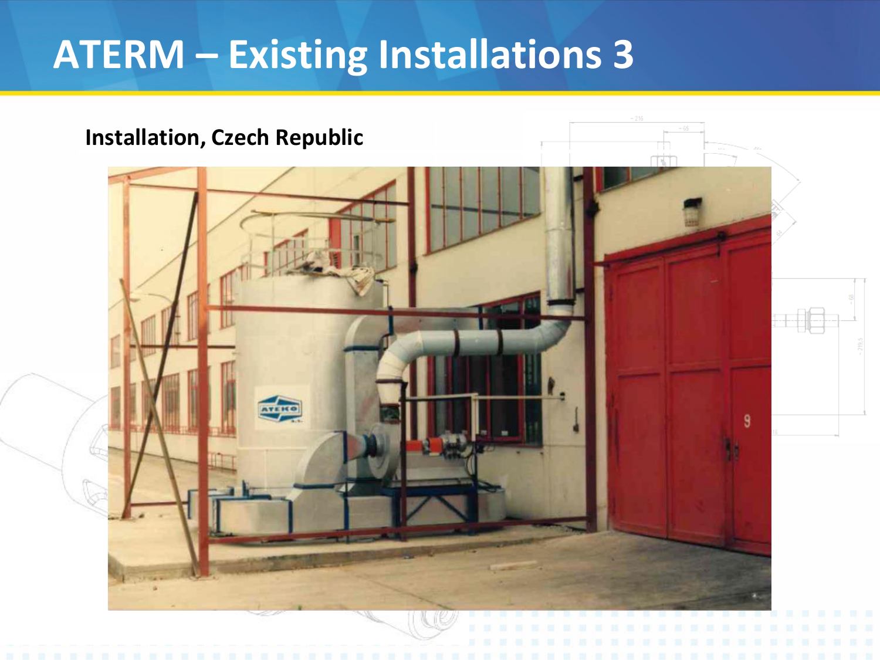# ATERM – Existing Installations 3

**Installation, Czech Republic**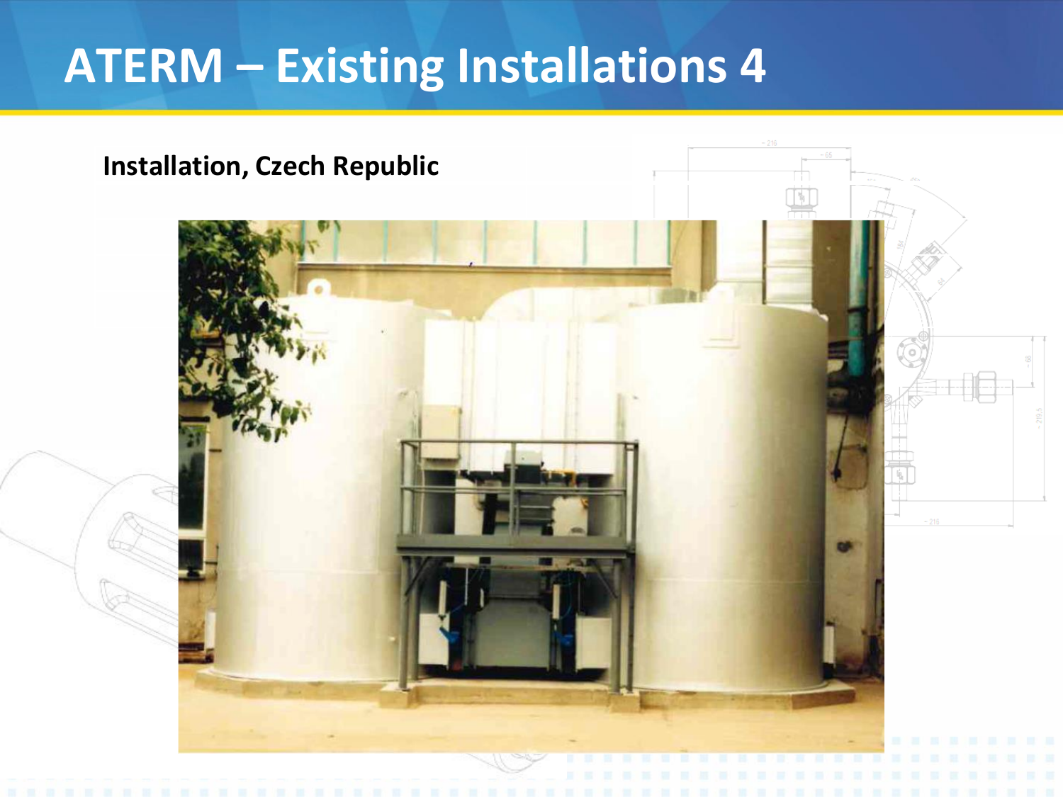# ATERM – Existing Installations 4

**Installation, Czech Republic**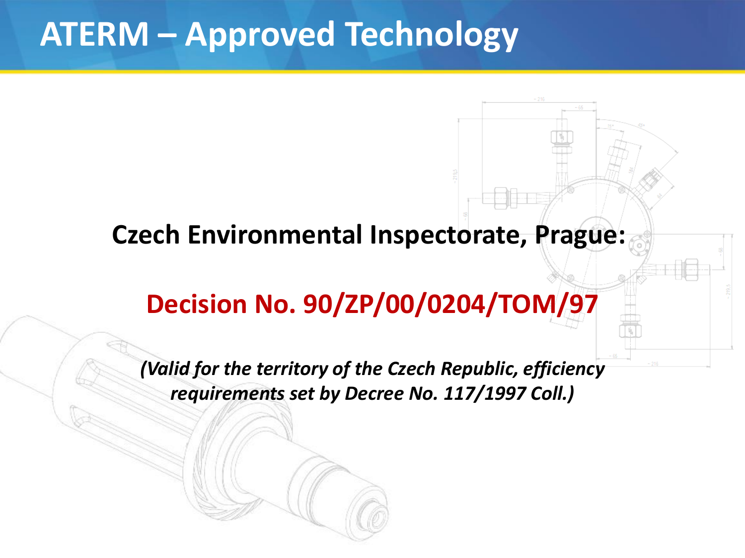# ATERM – Approved Technology

**Czech Environmental Inspectorate, Prague:**

**Decision No. 90/ZP/00/0204/TOM/97**

***(Valid for the territory of the Czech Republic, efficiency requirements set by Decree No. 117/1997 Coll.)***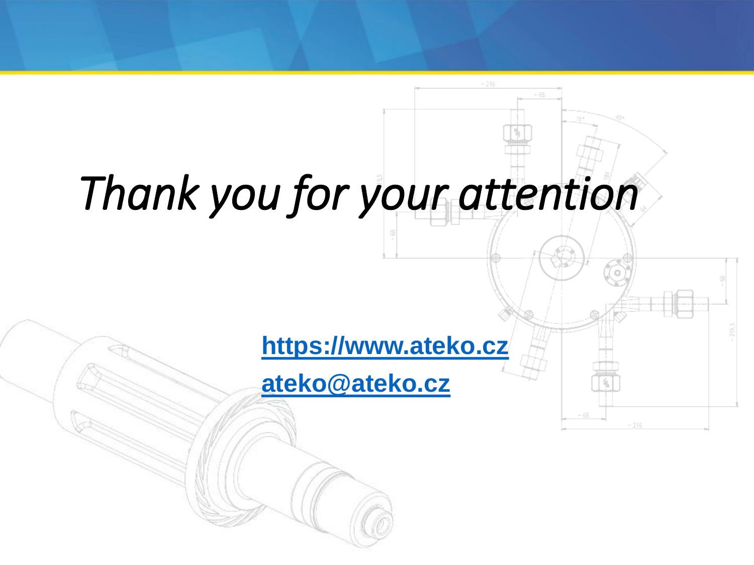# *Thank you for your attention*

[https://www.ateko.cz](https://www.ateko.cz)

[ateko@ateko.cz](mailto:ateko@ateko.cz)